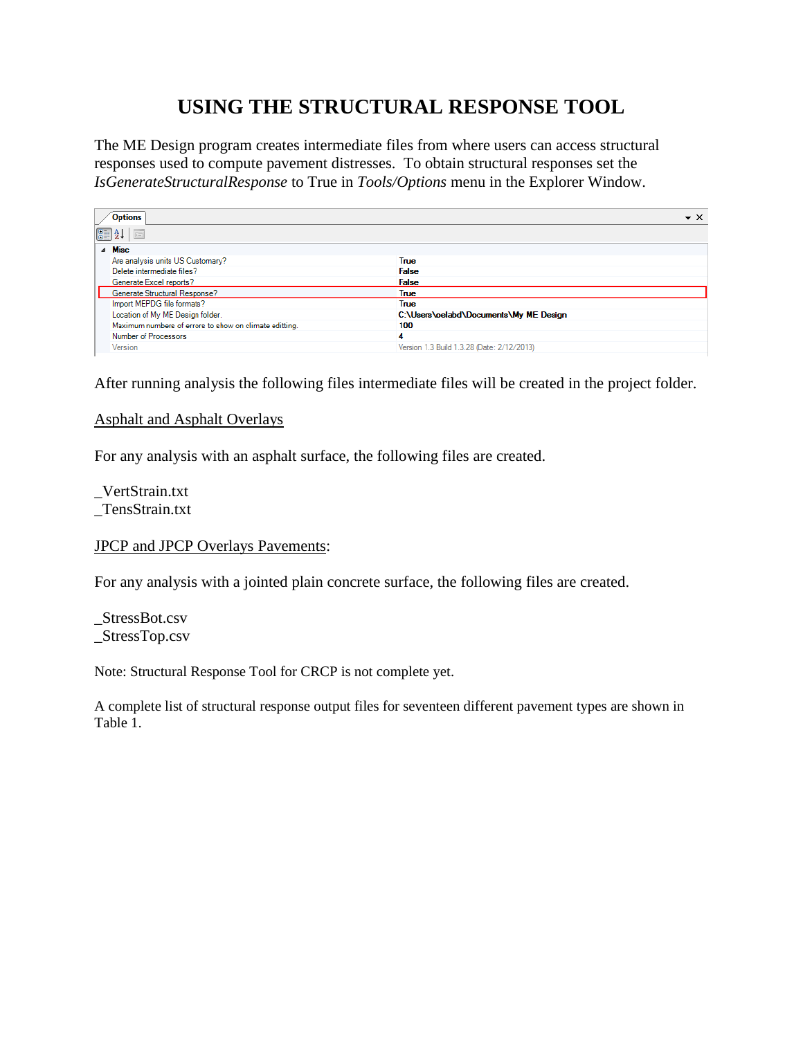# USING THE STRUCTURAL RESPONSE TOOL

The ME Design program creates intermediate files from where users can access structural responses used to compute pavement distresses. To obtain structural responses set the *IsGenerateStructuralResponse* to True in *Tools/Options* menu in the Explorer Window.

**Options**

| Misc | |
|---|---|
| Are analysis units US Customary? | True |
| Delete intermediate files? | False |
| Generate Excel reports? | False |
| Generate Structural Response? | True |
| Import MEPDG file formats? | True |
| Location of My ME Design folder. | C:\Users\oelabd\Documents\My ME Design |
| Maximum numbers of errors to show on climate editting. | 100 |
| Number of Processors | 4 |
| Version | Version 1.3 Build 1.3.28 (Date: 2/12/2013) |

After running analysis the following files intermediate files will be created in the project folder.

Asphalt and Asphalt Overlays

For any analysis with an asphalt surface, the following files are created.

_VertStrain.txt
_TensStrain.txt

JPCP and JPCP Overlays Pavements:

For any analysis with a jointed plain concrete surface, the following files are created.

_StressBot.csv
_StressTop.csv

Note: Structural Response Tool for CRCP is not complete yet.

A complete list of structural response output files for seventeen different pavement types are shown in Table 1.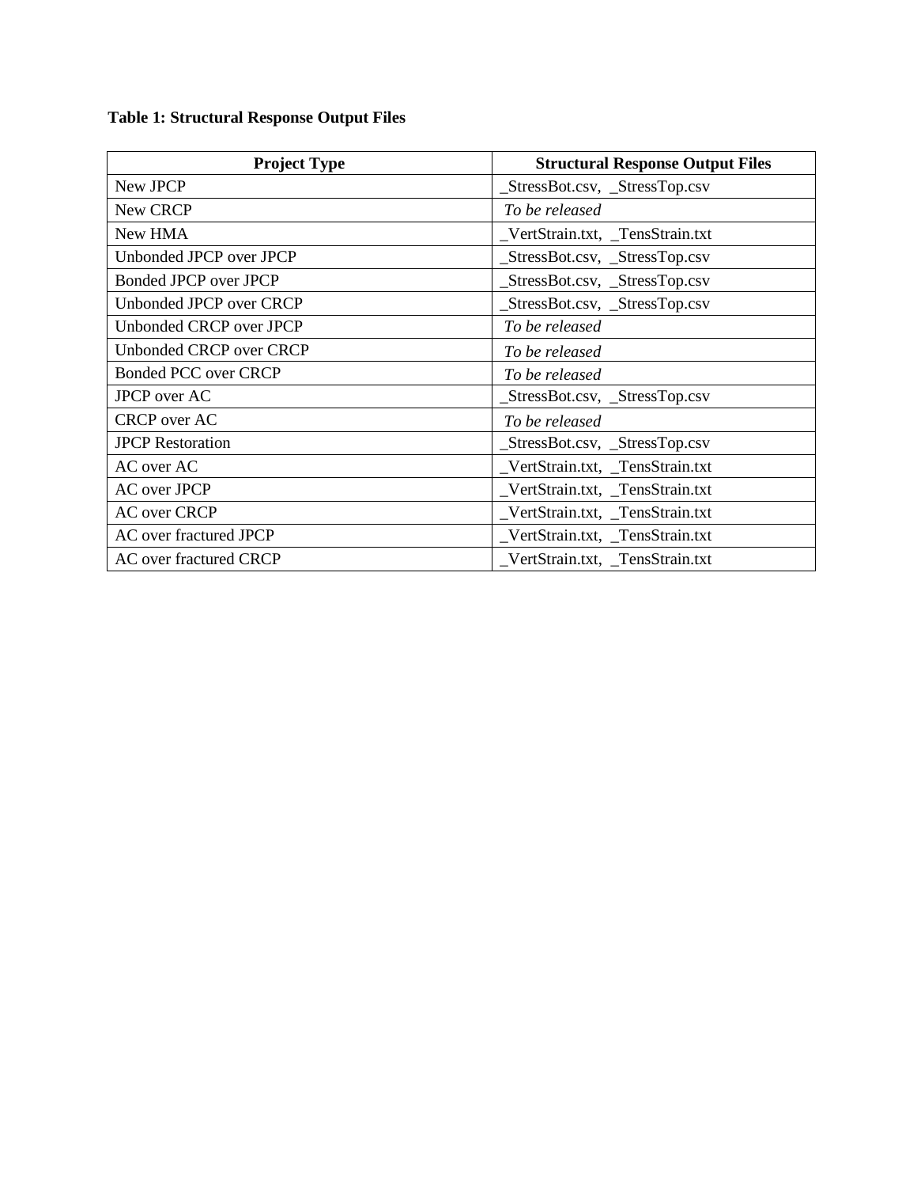**Table 1: Structural Response Output Files**

| Project Type | Structural Response Output Files |
|---|---|
| New JPCP | _StressBot.csv, _StressTop.csv |
| New CRCP | *To be released* |
| New HMA | _VertStrain.txt, _TensStrain.txt |
| Unbonded JPCP over JPCP | _StressBot.csv, _StressTop.csv |
| Bonded JPCP over JPCP | _StressBot.csv, _StressTop.csv |
| Unbonded JPCP over CRCP | _StressBot.csv, _StressTop.csv |
| Unbonded CRCP over JPCP | *To be released* |
| Unbonded CRCP over CRCP | *To be released* |
| Bonded PCC over CRCP | *To be released* |
| JPCP over AC | _StressBot.csv, _StressTop.csv |
| CRCP over AC | *To be released* |
| JPCP Restoration | _StressBot.csv, _StressTop.csv |
| AC over AC | _VertStrain.txt, _TensStrain.txt |
| AC over JPCP | _VertStrain.txt, _TensStrain.txt |
| AC over CRCP | _VertStrain.txt, _TensStrain.txt |
| AC over fractured JPCP | _VertStrain.txt, _TensStrain.txt |
| AC over fractured CRCP | _VertStrain.txt, _TensStrain.txt |